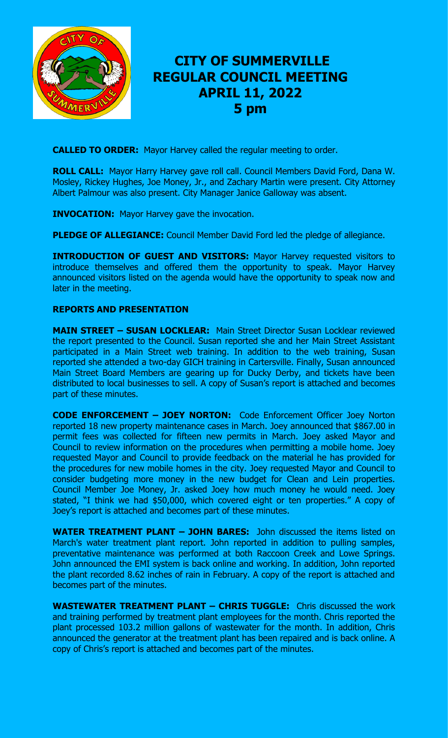# CITY OF SUMMERVILLE
# REGULAR COUNCIL MEETING
# APRIL 11, 2022
# 5 pm

**CALLED TO ORDER:** Mayor Harvey called the regular meeting to order.

**ROLL CALL:** Mayor Harry Harvey gave roll call. Council Members David Ford, Dana W. Mosley, Rickey Hughes, Joe Money, Jr., and Zachary Martin were present. City Attorney Albert Palmour was also present. City Manager Janice Galloway was absent.

**INVOCATION:** Mayor Harvey gave the invocation.

**PLEDGE OF ALLEGIANCE:** Council Member David Ford led the pledge of allegiance.

**INTRODUCTION OF GUEST AND VISITORS:** Mayor Harvey requested visitors to introduce themselves and offered them the opportunity to speak. Mayor Harvey announced visitors listed on the agenda would have the opportunity to speak now and later in the meeting.

**REPORTS AND PRESENTATION**

**MAIN STREET – SUSAN LOCKLEAR:** Main Street Director Susan Locklear reviewed the report presented to the Council. Susan reported she and her Main Street Assistant participated in a Main Street web training. In addition to the web training, Susan reported she attended a two-day GICH training in Cartersville. Finally, Susan announced Main Street Board Members are gearing up for Ducky Derby, and tickets have been distributed to local businesses to sell. A copy of Susan's report is attached and becomes part of these minutes.

**CODE ENFORCEMENT – JOEY NORTON:** Code Enforcement Officer Joey Norton reported 18 new property maintenance cases in March. Joey announced that $867.00 in permit fees was collected for fifteen new permits in March. Joey asked Mayor and Council to review information on the procedures when permitting a mobile home. Joey requested Mayor and Council to provide feedback on the material he has provided for the procedures for new mobile homes in the city. Joey requested Mayor and Council to consider budgeting more money in the new budget for Clean and Lein properties. Council Member Joe Money, Jr. asked Joey how much money he would need. Joey stated, "I think we had $50,000, which covered eight or ten properties." A copy of Joey's report is attached and becomes part of these minutes.

**WATER TREATMENT PLANT – JOHN BARES:** John discussed the items listed on March's water treatment plant report. John reported in addition to pulling samples, preventative maintenance was performed at both Raccoon Creek and Lowe Springs. John announced the EMI system is back online and working. In addition, John reported the plant recorded 8.62 inches of rain in February. A copy of the report is attached and becomes part of the minutes.

**WASTEWATER TREATMENT PLANT – CHRIS TUGGLE:** Chris discussed the work and training performed by treatment plant employees for the month. Chris reported the plant processed 103.2 million gallons of wastewater for the month. In addition, Chris announced the generator at the treatment plant has been repaired and is back online. A copy of Chris's report is attached and becomes part of the minutes.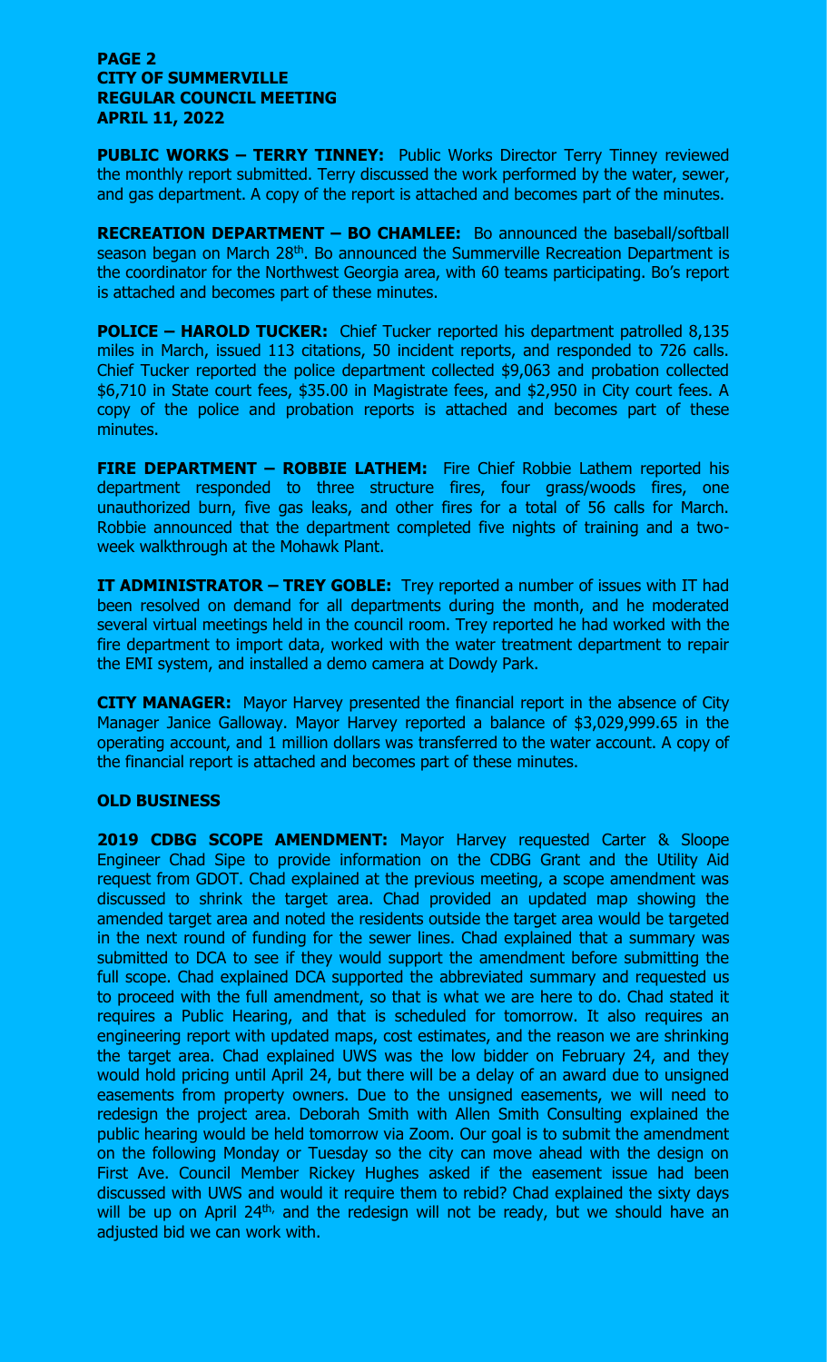**PUBLIC WORKS – TERRY TINNEY:** Public Works Director Terry Tinney reviewed the monthly report submitted. Terry discussed the work performed by the water, sewer, and gas department. A copy of the report is attached and becomes part of the minutes.

**RECREATION DEPARTMENT – BO CHAMLEE:** Bo announced the baseball/softball season began on March 28th. Bo announced the Summerville Recreation Department is the coordinator for the Northwest Georgia area, with 60 teams participating. Bo's report is attached and becomes part of these minutes.

**POLICE – HAROLD TUCKER:** Chief Tucker reported his department patrolled 8,135 miles in March, issued 113 citations, 50 incident reports, and responded to 726 calls. Chief Tucker reported the police department collected $9,063 and probation collected $6,710 in State court fees, $35.00 in Magistrate fees, and $2,950 in City court fees. A copy of the police and probation reports is attached and becomes part of these minutes.

**FIRE DEPARTMENT – ROBBIE LATHEM:** Fire Chief Robbie Lathem reported his department responded to three structure fires, four grass/woods fires, one unauthorized burn, five gas leaks, and other fires for a total of 56 calls for March. Robbie announced that the department completed five nights of training and a two-week walkthrough at the Mohawk Plant.

**IT ADMINISTRATOR – TREY GOBLE:** Trey reported a number of issues with IT had been resolved on demand for all departments during the month, and he moderated several virtual meetings held in the council room. Trey reported he had worked with the fire department to import data, worked with the water treatment department to repair the EMI system, and installed a demo camera at Dowdy Park.

**CITY MANAGER:** Mayor Harvey presented the financial report in the absence of City Manager Janice Galloway. Mayor Harvey reported a balance of $3,029,999.65 in the operating account, and 1 million dollars was transferred to the water account. A copy of the financial report is attached and becomes part of these minutes.

**OLD BUSINESS**

**2019 CDBG SCOPE AMENDMENT:** Mayor Harvey requested Carter & Sloope Engineer Chad Sipe to provide information on the CDBG Grant and the Utility Aid request from GDOT. Chad explained at the previous meeting, a scope amendment was discussed to shrink the target area. Chad provided an updated map showing the amended target area and noted the residents outside the target area would be targeted in the next round of funding for the sewer lines. Chad explained that a summary was submitted to DCA to see if they would support the amendment before submitting the full scope. Chad explained DCA supported the abbreviated summary and requested us to proceed with the full amendment, so that is what we are here to do. Chad stated it requires a Public Hearing, and that is scheduled for tomorrow. It also requires an engineering report with updated maps, cost estimates, and the reason we are shrinking the target area. Chad explained UWS was the low bidder on February 24, and they would hold pricing until April 24, but there will be a delay of an award due to unsigned easements from property owners. Due to the unsigned easements, we will need to redesign the project area. Deborah Smith with Allen Smith Consulting explained the public hearing would be held tomorrow via Zoom. Our goal is to submit the amendment on the following Monday or Tuesday so the city can move ahead with the design on First Ave. Council Member Rickey Hughes asked if the easement issue had been discussed with UWS and would it require them to rebid? Chad explained the sixty days will be up on April 24th, and the redesign will not be ready, but we should have an adjusted bid we can work with.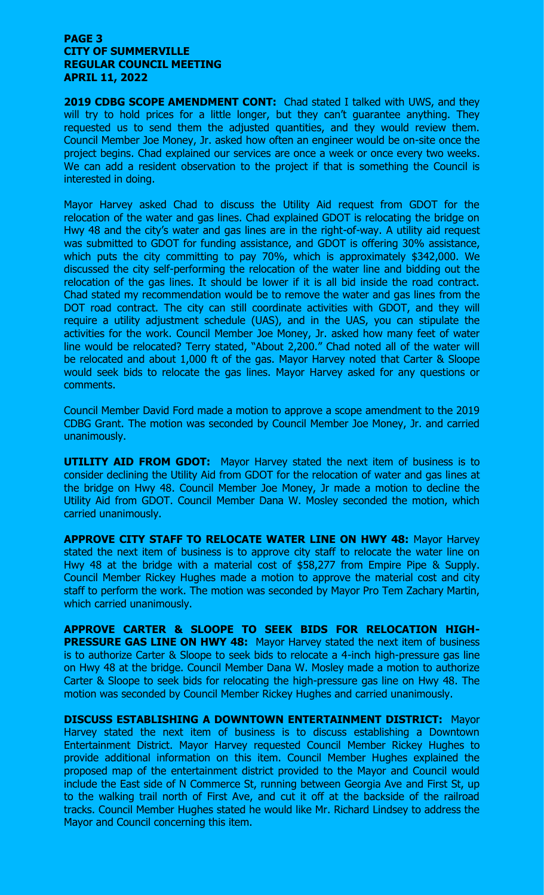**2019 CDBG SCOPE AMENDMENT CONT:** Chad stated I talked with UWS, and they will try to hold prices for a little longer, but they can't guarantee anything. They requested us to send them the adjusted quantities, and they would review them. Council Member Joe Money, Jr. asked how often an engineer would be on-site once the project begins. Chad explained our services are once a week or once every two weeks. We can add a resident observation to the project if that is something the Council is interested in doing.

Mayor Harvey asked Chad to discuss the Utility Aid request from GDOT for the relocation of the water and gas lines. Chad explained GDOT is relocating the bridge on Hwy 48 and the city's water and gas lines are in the right-of-way. A utility aid request was submitted to GDOT for funding assistance, and GDOT is offering 30% assistance, which puts the city committing to pay 70%, which is approximately $342,000. We discussed the city self-performing the relocation of the water line and bidding out the relocation of the gas lines. It should be lower if it is all bid inside the road contract. Chad stated my recommendation would be to remove the water and gas lines from the DOT road contract. The city can still coordinate activities with GDOT, and they will require a utility adjustment schedule (UAS), and in the UAS, you can stipulate the activities for the work. Council Member Joe Money, Jr. asked how many feet of water line would be relocated? Terry stated, "About 2,200." Chad noted all of the water will be relocated and about 1,000 ft of the gas. Mayor Harvey noted that Carter & Sloope would seek bids to relocate the gas lines. Mayor Harvey asked for any questions or comments.

Council Member David Ford made a motion to approve a scope amendment to the 2019 CDBG Grant. The motion was seconded by Council Member Joe Money, Jr. and carried unanimously.

**UTILITY AID FROM GDOT:** Mayor Harvey stated the next item of business is to consider declining the Utility Aid from GDOT for the relocation of water and gas lines at the bridge on Hwy 48. Council Member Joe Money, Jr made a motion to decline the Utility Aid from GDOT. Council Member Dana W. Mosley seconded the motion, which carried unanimously.

**APPROVE CITY STAFF TO RELOCATE WATER LINE ON HWY 48:** Mayor Harvey stated the next item of business is to approve city staff to relocate the water line on Hwy 48 at the bridge with a material cost of $58,277 from Empire Pipe & Supply. Council Member Rickey Hughes made a motion to approve the material cost and city staff to perform the work. The motion was seconded by Mayor Pro Tem Zachary Martin, which carried unanimously.

**APPROVE CARTER & SLOOPE TO SEEK BIDS FOR RELOCATION HIGH-PRESSURE GAS LINE ON HWY 48:** Mayor Harvey stated the next item of business is to authorize Carter & Sloope to seek bids to relocate a 4-inch high-pressure gas line on Hwy 48 at the bridge. Council Member Dana W. Mosley made a motion to authorize Carter & Sloope to seek bids for relocating the high-pressure gas line on Hwy 48. The motion was seconded by Council Member Rickey Hughes and carried unanimously.

**DISCUSS ESTABLISHING A DOWNTOWN ENTERTAINMENT DISTRICT:** Mayor Harvey stated the next item of business is to discuss establishing a Downtown Entertainment District. Mayor Harvey requested Council Member Rickey Hughes to provide additional information on this item. Council Member Hughes explained the proposed map of the entertainment district provided to the Mayor and Council would include the East side of N Commerce St, running between Georgia Ave and First St, up to the walking trail north of First Ave, and cut it off at the backside of the railroad tracks. Council Member Hughes stated he would like Mr. Richard Lindsey to address the Mayor and Council concerning this item.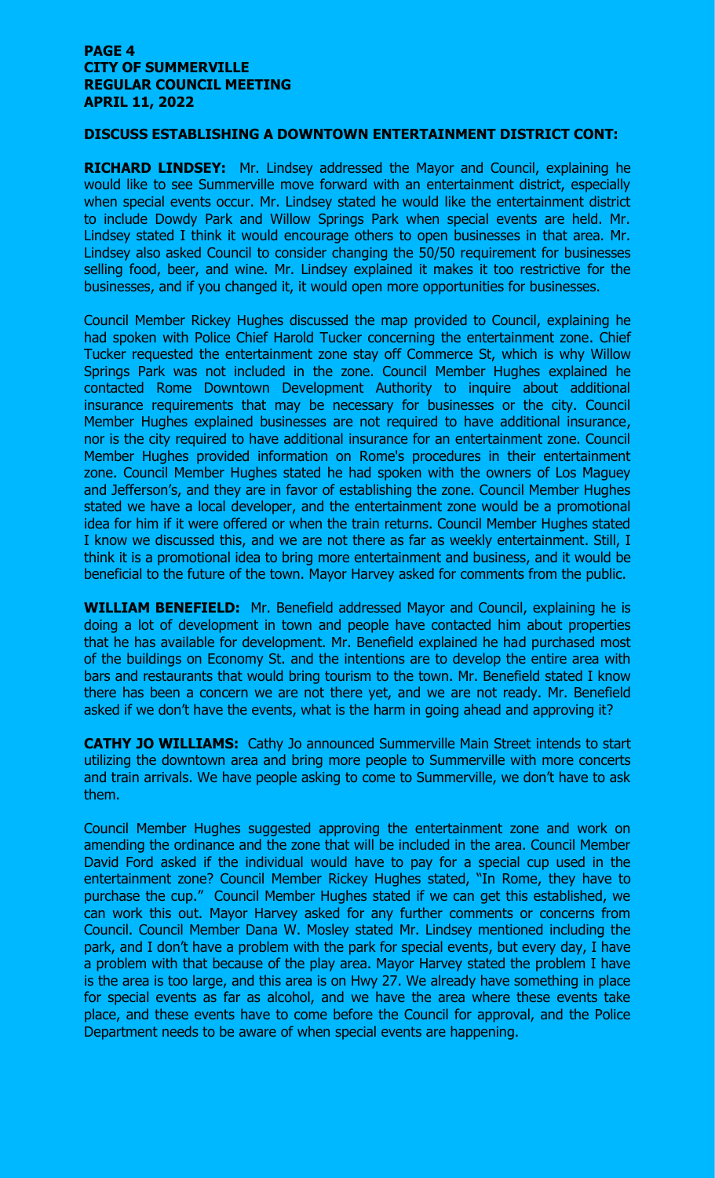## DISCUSS ESTABLISHING A DOWNTOWN ENTERTAINMENT DISTRICT CONT:

**RICHARD LINDSEY:** Mr. Lindsey addressed the Mayor and Council, explaining he would like to see Summerville move forward with an entertainment district, especially when special events occur. Mr. Lindsey stated he would like the entertainment district to include Dowdy Park and Willow Springs Park when special events are held. Mr. Lindsey stated I think it would encourage others to open businesses in that area. Mr. Lindsey also asked Council to consider changing the 50/50 requirement for businesses selling food, beer, and wine. Mr. Lindsey explained it makes it too restrictive for the businesses, and if you changed it, it would open more opportunities for businesses.

Council Member Rickey Hughes discussed the map provided to Council, explaining he had spoken with Police Chief Harold Tucker concerning the entertainment zone. Chief Tucker requested the entertainment zone stay off Commerce St, which is why Willow Springs Park was not included in the zone. Council Member Hughes explained he contacted Rome Downtown Development Authority to inquire about additional insurance requirements that may be necessary for businesses or the city. Council Member Hughes explained businesses are not required to have additional insurance, nor is the city required to have additional insurance for an entertainment zone. Council Member Hughes provided information on Rome's procedures in their entertainment zone. Council Member Hughes stated he had spoken with the owners of Los Maguey and Jefferson's, and they are in favor of establishing the zone. Council Member Hughes stated we have a local developer, and the entertainment zone would be a promotional idea for him if it were offered or when the train returns. Council Member Hughes stated I know we discussed this, and we are not there as far as weekly entertainment. Still, I think it is a promotional idea to bring more entertainment and business, and it would be beneficial to the future of the town. Mayor Harvey asked for comments from the public.

**WILLIAM BENEFIELD:** Mr. Benefield addressed Mayor and Council, explaining he is doing a lot of development in town and people have contacted him about properties that he has available for development. Mr. Benefield explained he had purchased most of the buildings on Economy St. and the intentions are to develop the entire area with bars and restaurants that would bring tourism to the town. Mr. Benefield stated I know there has been a concern we are not there yet, and we are not ready. Mr. Benefield asked if we don't have the events, what is the harm in going ahead and approving it?

**CATHY JO WILLIAMS:** Cathy Jo announced Summerville Main Street intends to start utilizing the downtown area and bring more people to Summerville with more concerts and train arrivals. We have people asking to come to Summerville, we don't have to ask them.

Council Member Hughes suggested approving the entertainment zone and work on amending the ordinance and the zone that will be included in the area. Council Member David Ford asked if the individual would have to pay for a special cup used in the entertainment zone? Council Member Rickey Hughes stated, "In Rome, they have to purchase the cup." Council Member Hughes stated if we can get this established, we can work this out. Mayor Harvey asked for any further comments or concerns from Council. Council Member Dana W. Mosley stated Mr. Lindsey mentioned including the park, and I don't have a problem with the park for special events, but every day, I have a problem with that because of the play area. Mayor Harvey stated the problem I have is the area is too large, and this area is on Hwy 27. We already have something in place for special events as far as alcohol, and we have the area where these events take place, and these events have to come before the Council for approval, and the Police Department needs to be aware of when special events are happening.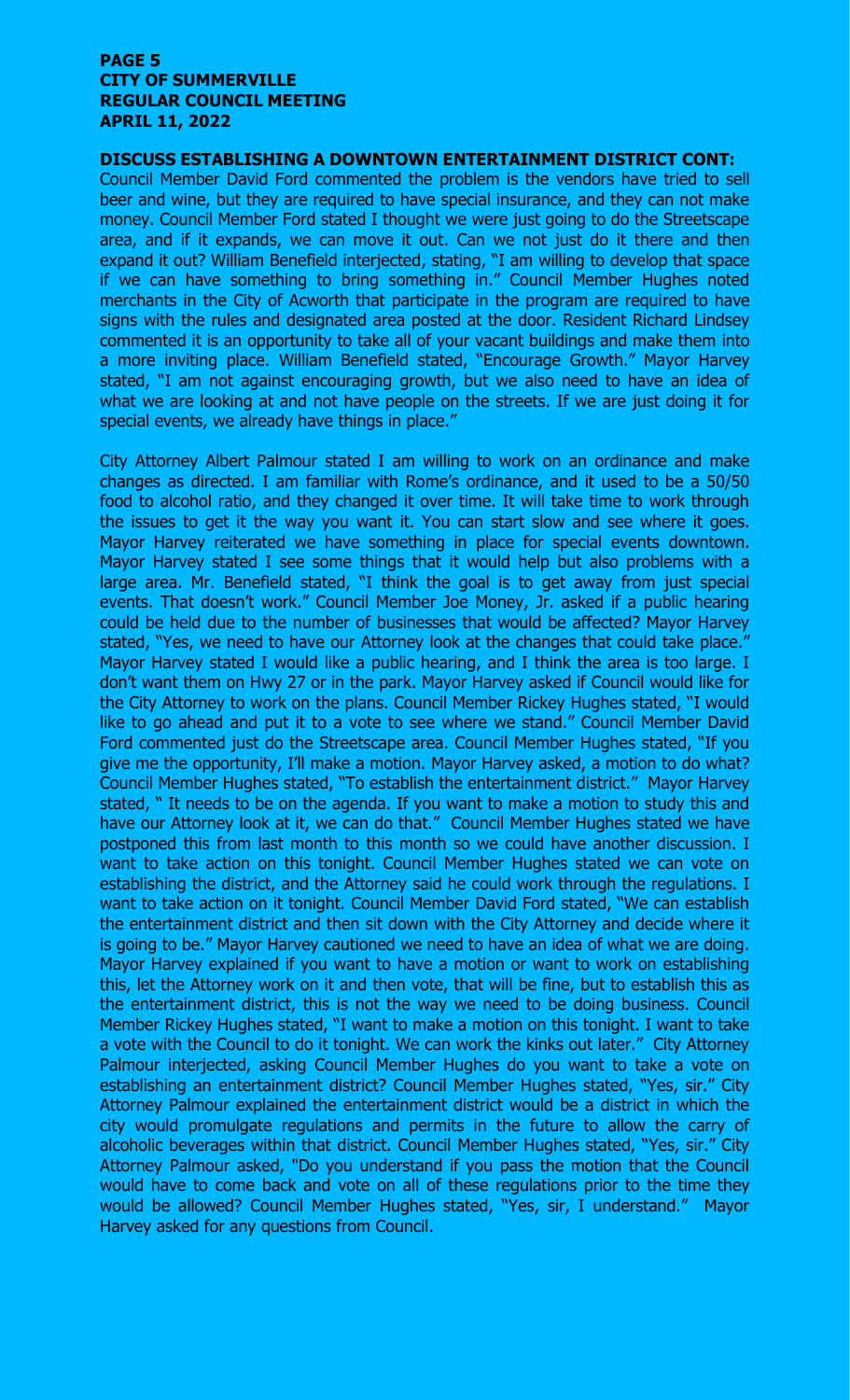**DISCUSS ESTABLISHING A DOWNTOWN ENTERTAINMENT DISTRICT CONT:**

Council Member David Ford commented the problem is the vendors have tried to sell beer and wine, but they are required to have special insurance, and they can not make money. Council Member Ford stated I thought we were just going to do the Streetscape area, and if it expands, we can move it out. Can we not just do it there and then expand it out? William Benefield interjected, stating, "I am willing to develop that space if we can have something to bring something in." Council Member Hughes noted merchants in the City of Acworth that participate in the program are required to have signs with the rules and designated area posted at the door. Resident Richard Lindsey commented it is an opportunity to take all of your vacant buildings and make them into a more inviting place. William Benefield stated, "Encourage Growth." Mayor Harvey stated, "I am not against encouraging growth, but we also need to have an idea of what we are looking at and not have people on the streets. If we are just doing it for special events, we already have things in place."

City Attorney Albert Palmour stated I am willing to work on an ordinance and make changes as directed. I am familiar with Rome's ordinance, and it used to be a 50/50 food to alcohol ratio, and they changed it over time. It will take time to work through the issues to get it the way you want it. You can start slow and see where it goes. Mayor Harvey reiterated we have something in place for special events downtown. Mayor Harvey stated I see some things that it would help but also problems with a large area. Mr. Benefield stated, "I think the goal is to get away from just special events. That doesn't work." Council Member Joe Money, Jr. asked if a public hearing could be held due to the number of businesses that would be affected? Mayor Harvey stated, "Yes, we need to have our Attorney look at the changes that could take place." Mayor Harvey stated I would like a public hearing, and I think the area is too large. I don't want them on Hwy 27 or in the park. Mayor Harvey asked if Council would like for the City Attorney to work on the plans. Council Member Rickey Hughes stated, "I would like to go ahead and put it to a vote to see where we stand." Council Member David Ford commented just do the Streetscape area. Council Member Hughes stated, "If you give me the opportunity, I'll make a motion. Mayor Harvey asked, a motion to do what? Council Member Hughes stated, "To establish the entertainment district." Mayor Harvey stated, " It needs to be on the agenda. If you want to make a motion to study this and have our Attorney look at it, we can do that." Council Member Hughes stated we have postponed this from last month to this month so we could have another discussion. I want to take action on this tonight. Council Member Hughes stated we can vote on establishing the district, and the Attorney said he could work through the regulations. I want to take action on it tonight. Council Member David Ford stated, "We can establish the entertainment district and then sit down with the City Attorney and decide where it is going to be." Mayor Harvey cautioned we need to have an idea of what we are doing. Mayor Harvey explained if you want to have a motion or want to work on establishing this, let the Attorney work on it and then vote, that will be fine, but to establish this as the entertainment district, this is not the way we need to be doing business. Council Member Rickey Hughes stated, "I want to make a motion on this tonight. I want to take a vote with the Council to do it tonight. We can work the kinks out later." City Attorney Palmour interjected, asking Council Member Hughes do you want to take a vote on establishing an entertainment district? Council Member Hughes stated, "Yes, sir." City Attorney Palmour explained the entertainment district would be a district in which the city would promulgate regulations and permits in the future to allow the carry of alcoholic beverages within that district. Council Member Hughes stated, "Yes, sir." City Attorney Palmour asked, "Do you understand if you pass the motion that the Council would have to come back and vote on all of these regulations prior to the time they would be allowed? Council Member Hughes stated, "Yes, sir, I understand." Mayor Harvey asked for any questions from Council.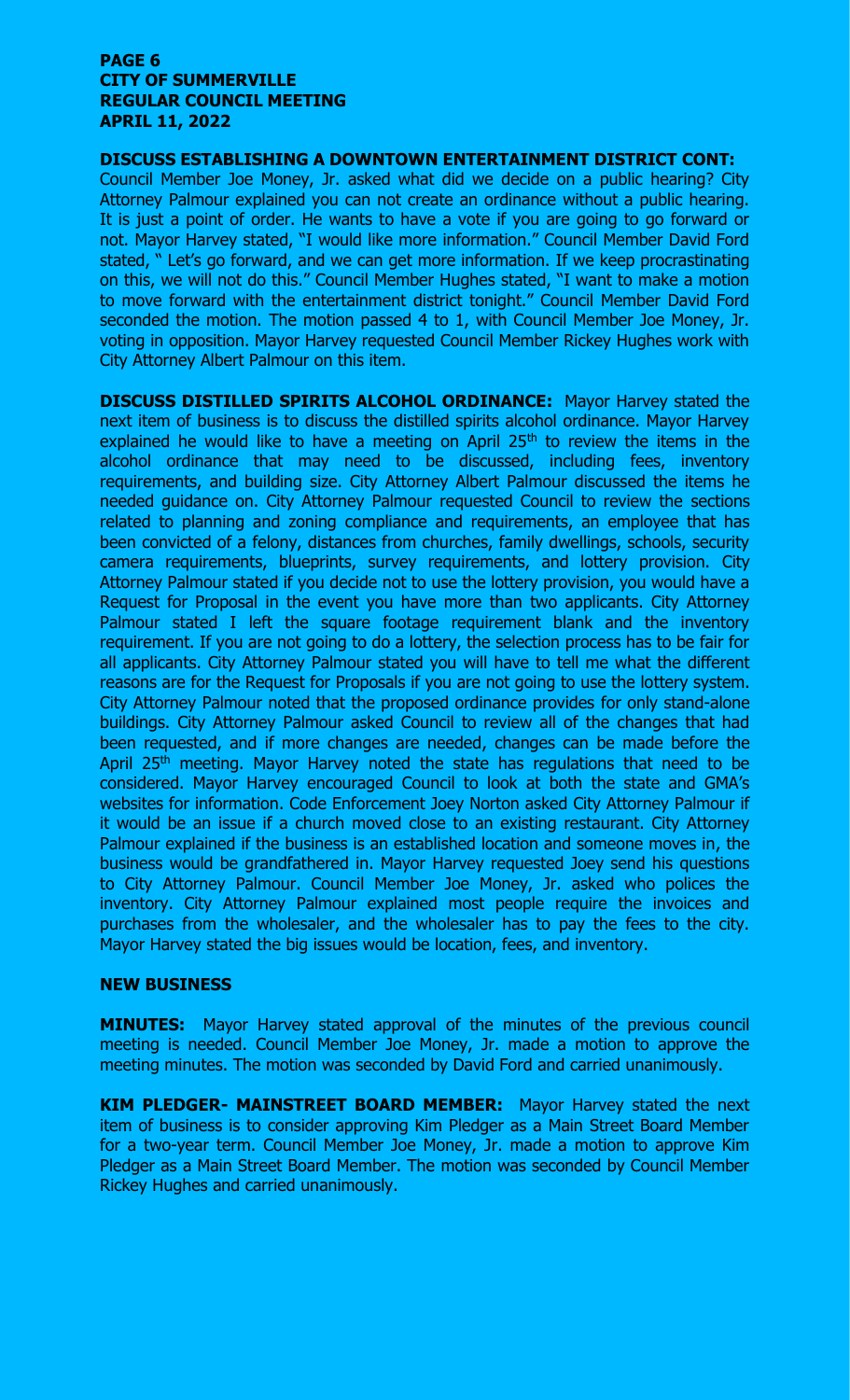**DISCUSS ESTABLISHING A DOWNTOWN ENTERTAINMENT DISTRICT CONT:** Council Member Joe Money, Jr. asked what did we decide on a public hearing? City Attorney Palmour explained you can not create an ordinance without a public hearing. It is just a point of order. He wants to have a vote if you are going to go forward or not. Mayor Harvey stated, "I would like more information." Council Member David Ford stated, " Let's go forward, and we can get more information. If we keep procrastinating on this, we will not do this." Council Member Hughes stated, "I want to make a motion to move forward with the entertainment district tonight." Council Member David Ford seconded the motion. The motion passed 4 to 1, with Council Member Joe Money, Jr. voting in opposition. Mayor Harvey requested Council Member Rickey Hughes work with City Attorney Albert Palmour on this item.

**DISCUSS DISTILLED SPIRITS ALCOHOL ORDINANCE:** Mayor Harvey stated the next item of business is to discuss the distilled spirits alcohol ordinance. Mayor Harvey explained he would like to have a meeting on April 25th to review the items in the alcohol ordinance that may need to be discussed, including fees, inventory requirements, and building size. City Attorney Albert Palmour discussed the items he needed guidance on. City Attorney Palmour requested Council to review the sections related to planning and zoning compliance and requirements, an employee that has been convicted of a felony, distances from churches, family dwellings, schools, security camera requirements, blueprints, survey requirements, and lottery provision. City Attorney Palmour stated if you decide not to use the lottery provision, you would have a Request for Proposal in the event you have more than two applicants. City Attorney Palmour stated I left the square footage requirement blank and the inventory requirement. If you are not going to do a lottery, the selection process has to be fair for all applicants. City Attorney Palmour stated you will have to tell me what the different reasons are for the Request for Proposals if you are not going to use the lottery system. City Attorney Palmour noted that the proposed ordinance provides for only stand-alone buildings. City Attorney Palmour asked Council to review all of the changes that had been requested, and if more changes are needed, changes can be made before the April 25th meeting. Mayor Harvey noted the state has regulations that need to be considered. Mayor Harvey encouraged Council to look at both the state and GMA's websites for information. Code Enforcement Joey Norton asked City Attorney Palmour if it would be an issue if a church moved close to an existing restaurant. City Attorney Palmour explained if the business is an established location and someone moves in, the business would be grandfathered in. Mayor Harvey requested Joey send his questions to City Attorney Palmour. Council Member Joe Money, Jr. asked who polices the inventory. City Attorney Palmour explained most people require the invoices and purchases from the wholesaler, and the wholesaler has to pay the fees to the city. Mayor Harvey stated the big issues would be location, fees, and inventory.

## NEW BUSINESS

**MINUTES:** Mayor Harvey stated approval of the minutes of the previous council meeting is needed. Council Member Joe Money, Jr. made a motion to approve the meeting minutes. The motion was seconded by David Ford and carried unanimously.

**KIM PLEDGER- MAINSTREET BOARD MEMBER:** Mayor Harvey stated the next item of business is to consider approving Kim Pledger as a Main Street Board Member for a two-year term. Council Member Joe Money, Jr. made a motion to approve Kim Pledger as a Main Street Board Member. The motion was seconded by Council Member Rickey Hughes and carried unanimously.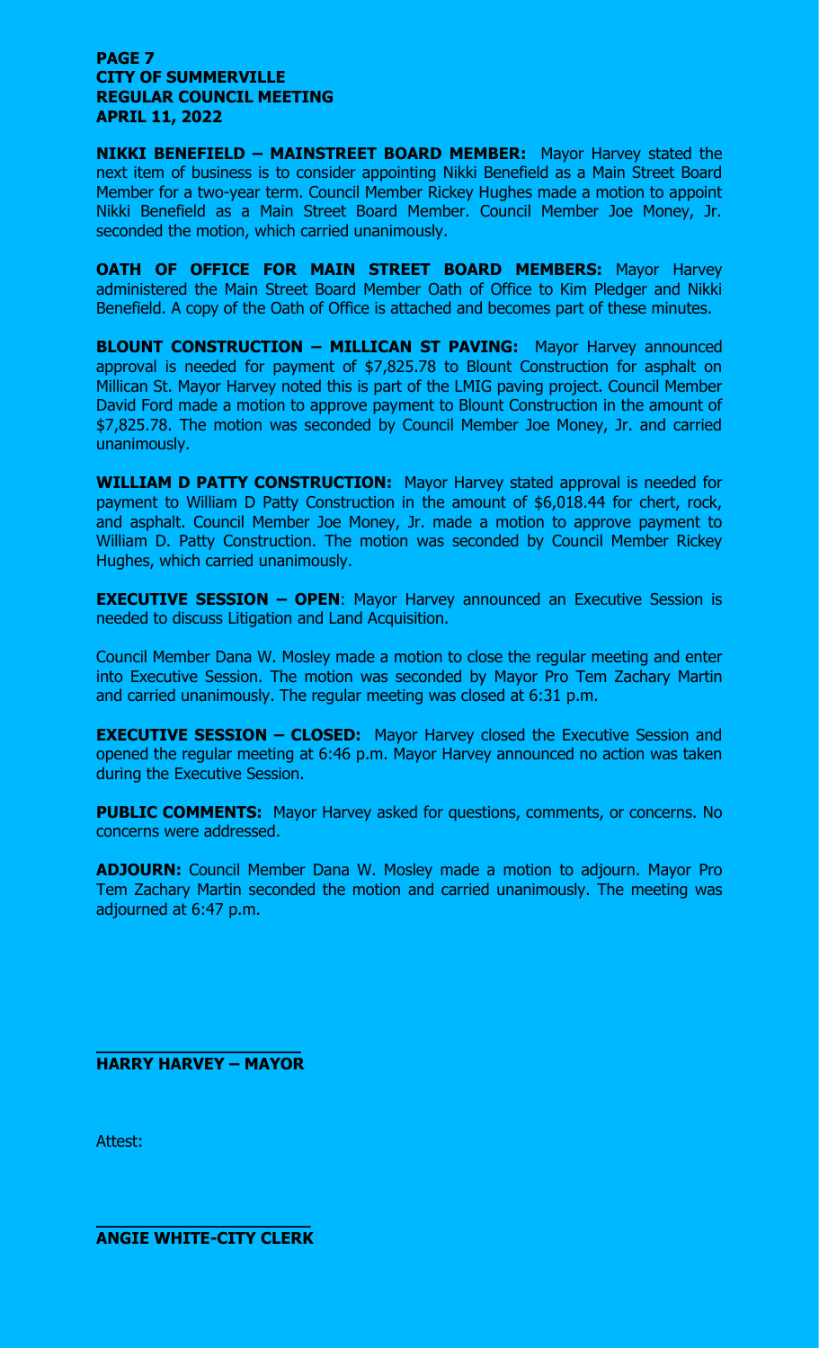**NIKKI BENEFIELD – MAINSTREET BOARD MEMBER:** Mayor Harvey stated the next item of business is to consider appointing Nikki Benefield as a Main Street Board Member for a two-year term. Council Member Rickey Hughes made a motion to appoint Nikki Benefield as a Main Street Board Member. Council Member Joe Money, Jr. seconded the motion, which carried unanimously.

**OATH OF OFFICE FOR MAIN STREET BOARD MEMBERS:** Mayor Harvey administered the Main Street Board Member Oath of Office to Kim Pledger and Nikki Benefield. A copy of the Oath of Office is attached and becomes part of these minutes.

**BLOUNT CONSTRUCTION – MILLICAN ST PAVING:** Mayor Harvey announced approval is needed for payment of $7,825.78 to Blount Construction for asphalt on Millican St. Mayor Harvey noted this is part of the LMIG paving project. Council Member David Ford made a motion to approve payment to Blount Construction in the amount of $7,825.78. The motion was seconded by Council Member Joe Money, Jr. and carried unanimously.

**WILLIAM D PATTY CONSTRUCTION:** Mayor Harvey stated approval is needed for payment to William D Patty Construction in the amount of $6,018.44 for chert, rock, and asphalt. Council Member Joe Money, Jr. made a motion to approve payment to William D. Patty Construction. The motion was seconded by Council Member Rickey Hughes, which carried unanimously.

**EXECUTIVE SESSION – OPEN**: Mayor Harvey announced an Executive Session is needed to discuss Litigation and Land Acquisition.

Council Member Dana W. Mosley made a motion to close the regular meeting and enter into Executive Session. The motion was seconded by Mayor Pro Tem Zachary Martin and carried unanimously. The regular meeting was closed at 6:31 p.m.

**EXECUTIVE SESSION – CLOSED:** Mayor Harvey closed the Executive Session and opened the regular meeting at 6:46 p.m. Mayor Harvey announced no action was taken during the Executive Session.

**PUBLIC COMMENTS:** Mayor Harvey asked for questions, comments, or concerns. No concerns were addressed.

**ADJOURN:** Council Member Dana W. Mosley made a motion to adjourn. Mayor Pro Tem Zachary Martin seconded the motion and carried unanimously. The meeting was adjourned at 6:47 p.m.

\_\_\_\_\_\_\_\_\_\_\_\_\_\_\_\_\_\_\_\_\_\_

**HARRY HARVEY – MAYOR**

Attest:

\_\_\_\_\_\_\_\_\_\_\_\_\_\_\_\_\_\_\_\_\_\_

**ANGIE WHITE-CITY CLERK**